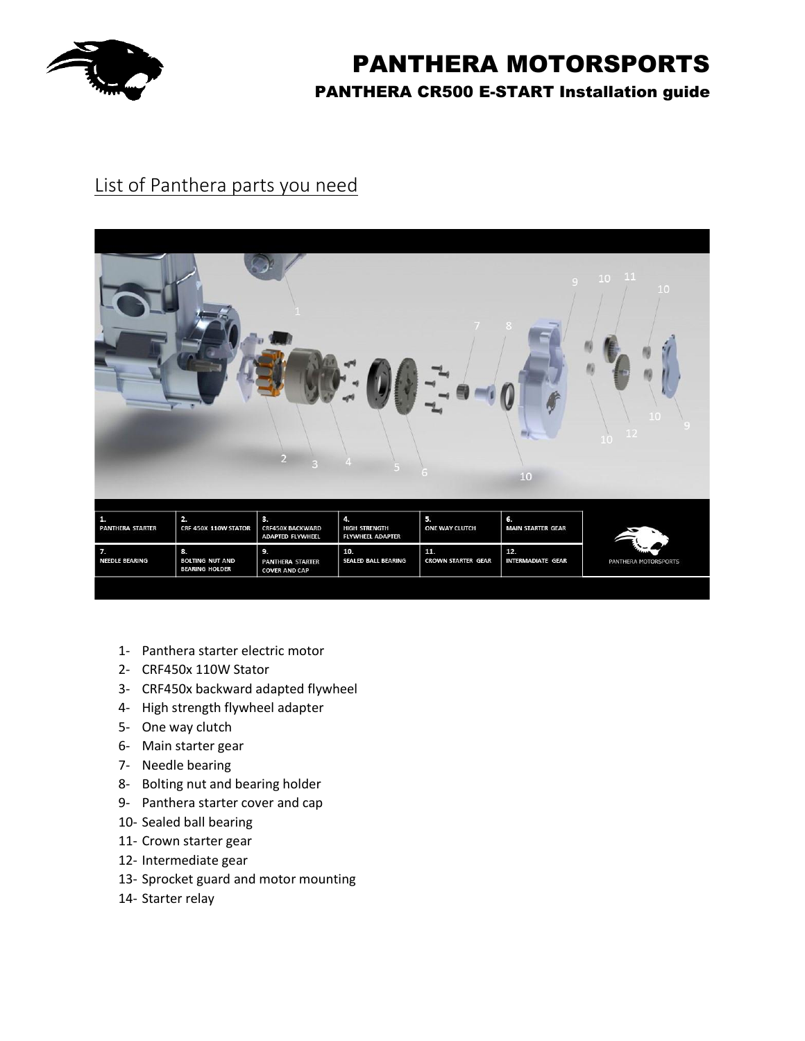# PANTHERA MOTORSPORTS

## PANTHERA CR500 E-START Installation guide

## List of Panthera parts you need

| 1. PANTHERA STARTER | 2. CRF 450X 110W STATOR | 3. CRF450X BACKWARD ADAPTED FLYWHEEL | 4. HIGH STRENGTH FLYWHEEL ADAPTER | 5. ONE WAY CLUTCH | 6. MAIN STARTER GEAR |
|---|---|---|---|---|---|
| 7. NEEDLE BEARING | 8. BOLTING NUT AND BEARING HOLDER | 9. PANTHERA STARTER COVER AND CAP | 10. SEALED BALL BEARING | 11. CROWN STARTER GEAR | 12. INTERMADIATE GEAR |

PANTHERA MOTORSPORTS

1- Panthera starter electric motor
2- CRF450x 110W Stator
3- CRF450x backward adapted flywheel
4- High strength flywheel adapter
5- One way clutch
6- Main starter gear
7- Needle bearing
8- Bolting nut and bearing holder
9- Panthera starter cover and cap
10- Sealed ball bearing
11- Crown starter gear
12- Intermediate gear
13- Sprocket guard and motor mounting
14- Starter relay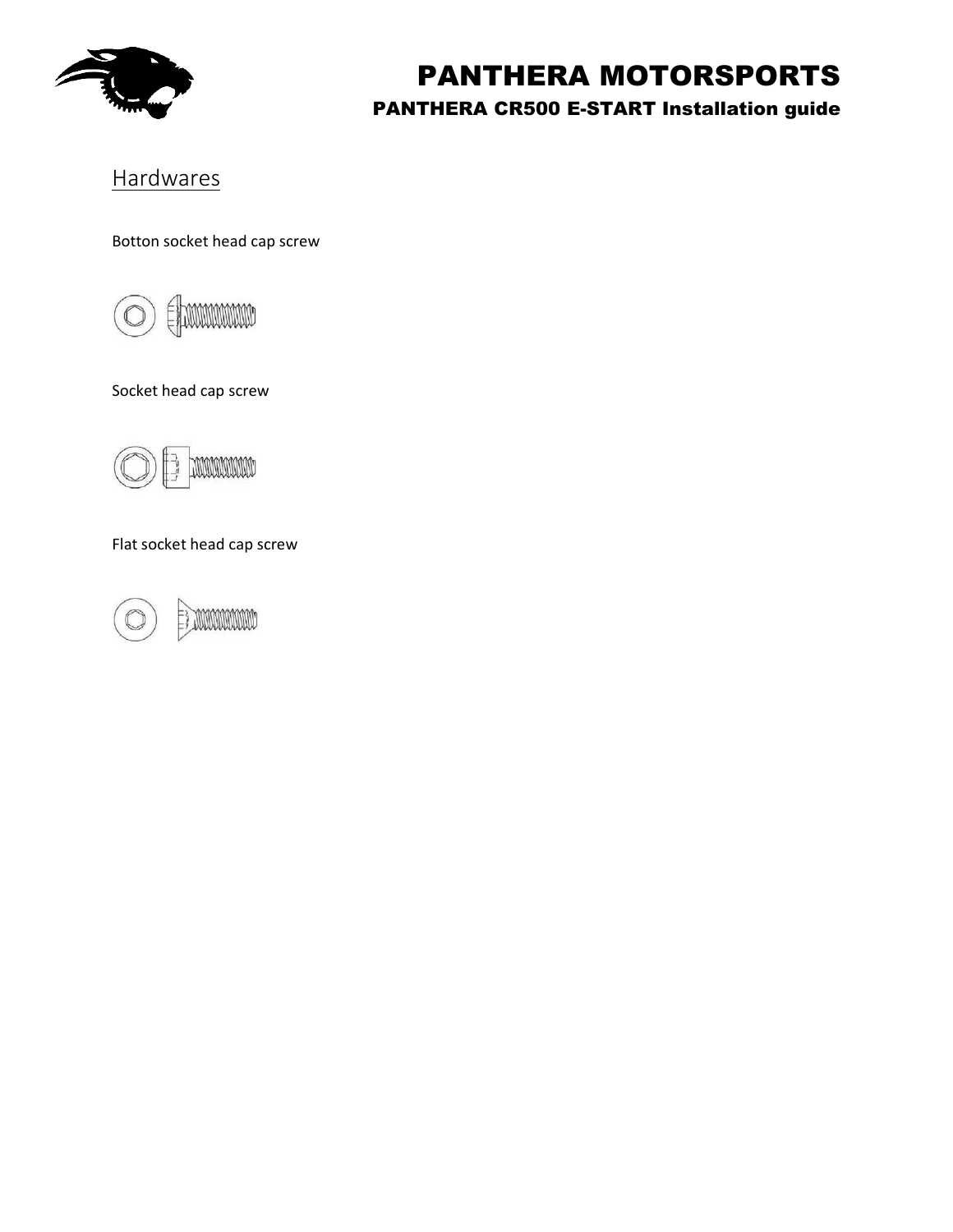## Hardwares

Botton socket head cap screw

Socket head cap screw

Flat socket head cap screw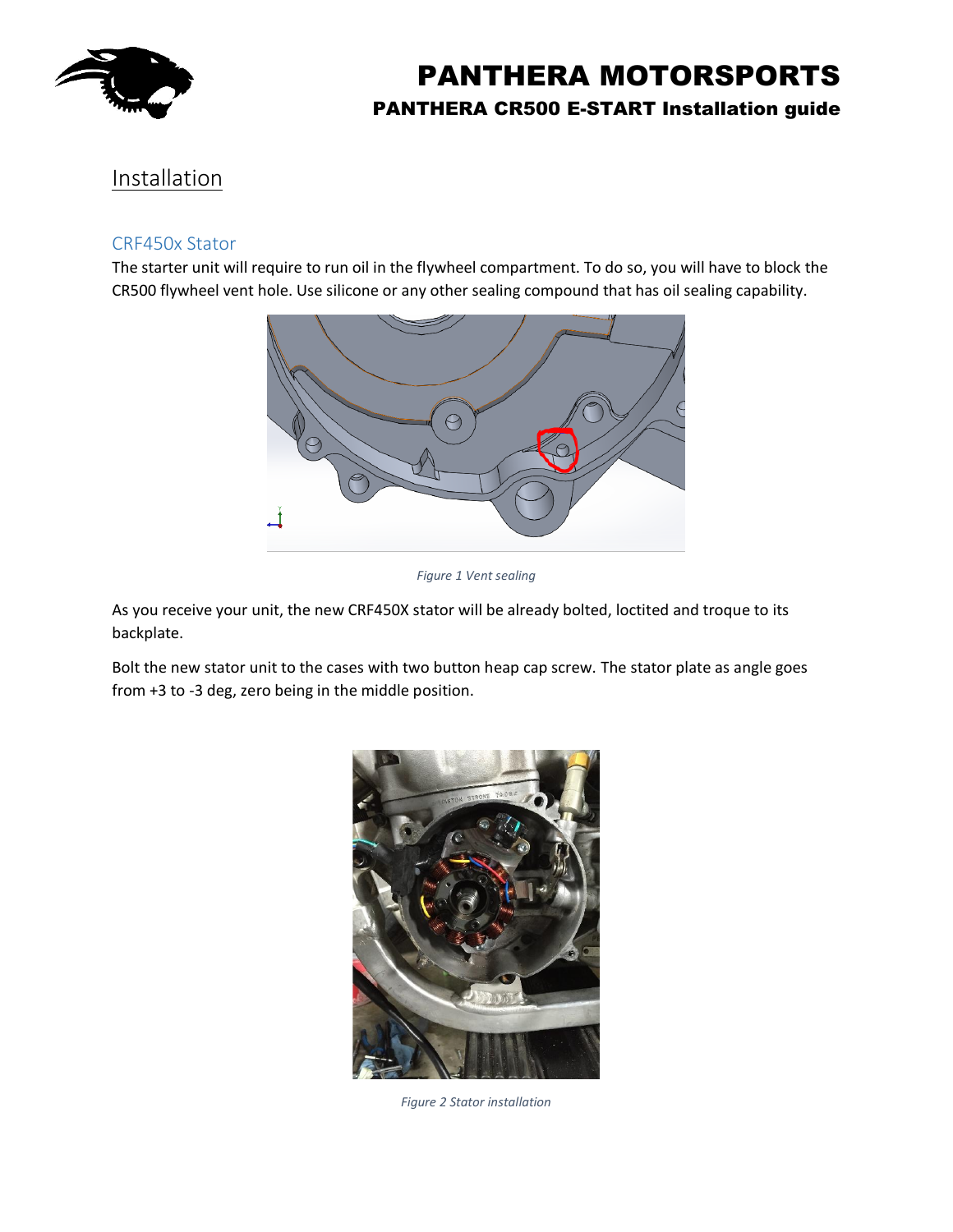# Installation

## CRF450x Stator

The starter unit will require to run oil in the flywheel compartment. To do so, you will have to block the CR500 flywheel vent hole. Use silicone or any other sealing compound that has oil sealing capability.

*Figure 1 Vent sealing*

As you receive your unit, the new CRF450X stator will be already bolted, loctited and troque to its backplate.

Bolt the new stator unit to the cases with two button heap cap screw. The stator plate as angle goes from +3 to -3 deg, zero being in the middle position.

*Figure 2 Stator installation*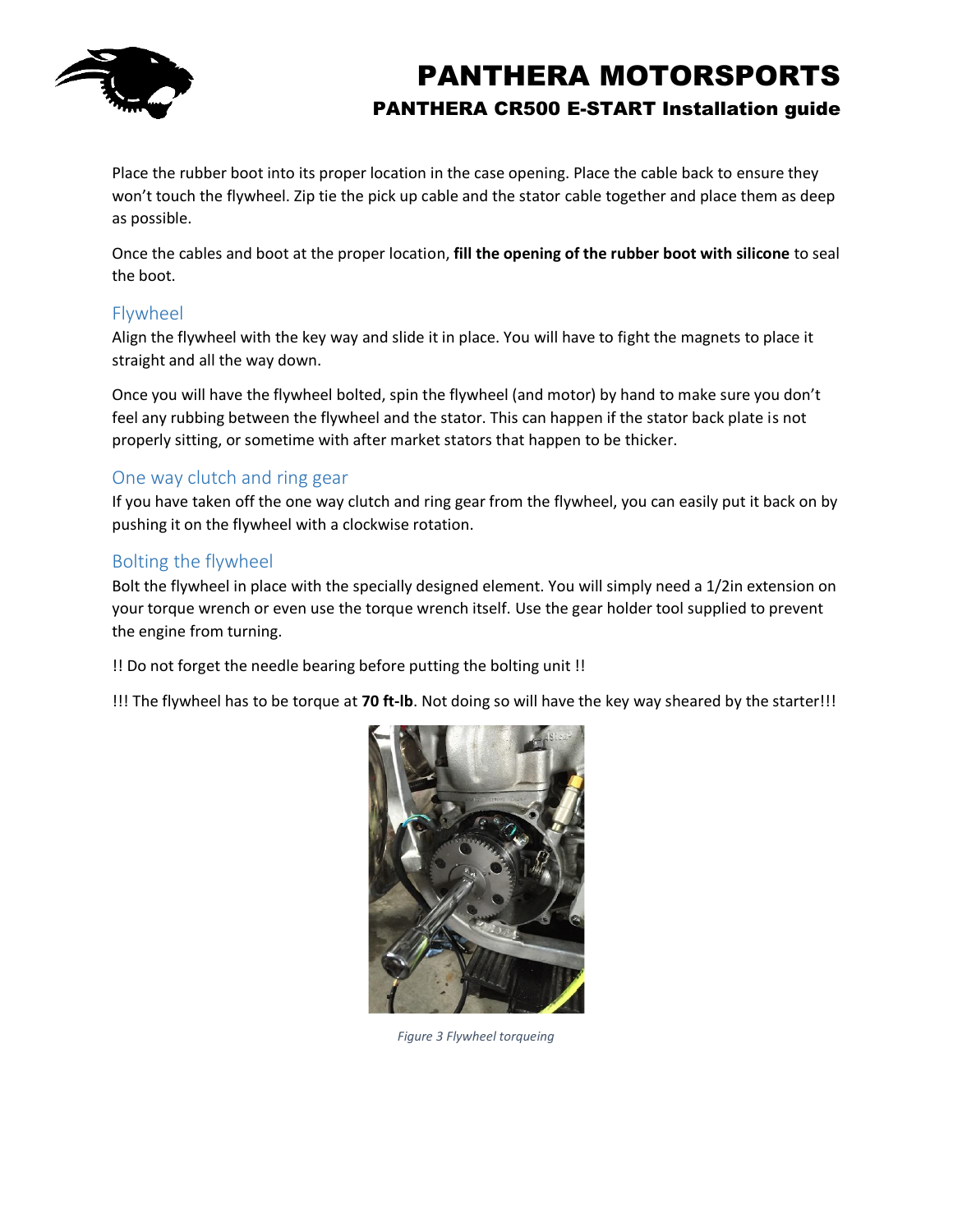Place the rubber boot into its proper location in the case opening. Place the cable back to ensure they won't touch the flywheel. Zip tie the pick up cable and the stator cable together and place them as deep as possible.

Once the cables and boot at the proper location, **fill the opening of the rubber boot with silicone** to seal the boot.

## Flywheel

Align the flywheel with the key way and slide it in place. You will have to fight the magnets to place it straight and all the way down.

Once you will have the flywheel bolted, spin the flywheel (and motor) by hand to make sure you don't feel any rubbing between the flywheel and the stator. This can happen if the stator back plate is not properly sitting, or sometime with after market stators that happen to be thicker.

## One way clutch and ring gear

If you have taken off the one way clutch and ring gear from the flywheel, you can easily put it back on by pushing it on the flywheel with a clockwise rotation.

## Bolting the flywheel

Bolt the flywheel in place with the specially designed element. You will simply need a 1/2in extension on your torque wrench or even use the torque wrench itself. Use the gear holder tool supplied to prevent the engine from turning.

!! Do not forget the needle bearing before putting the bolting unit !!

!!! The flywheel has to be torque at **70 ft-lb**. Not doing so will have the key way sheared by the starter!!!

*Figure 3 Flywheel torqueing*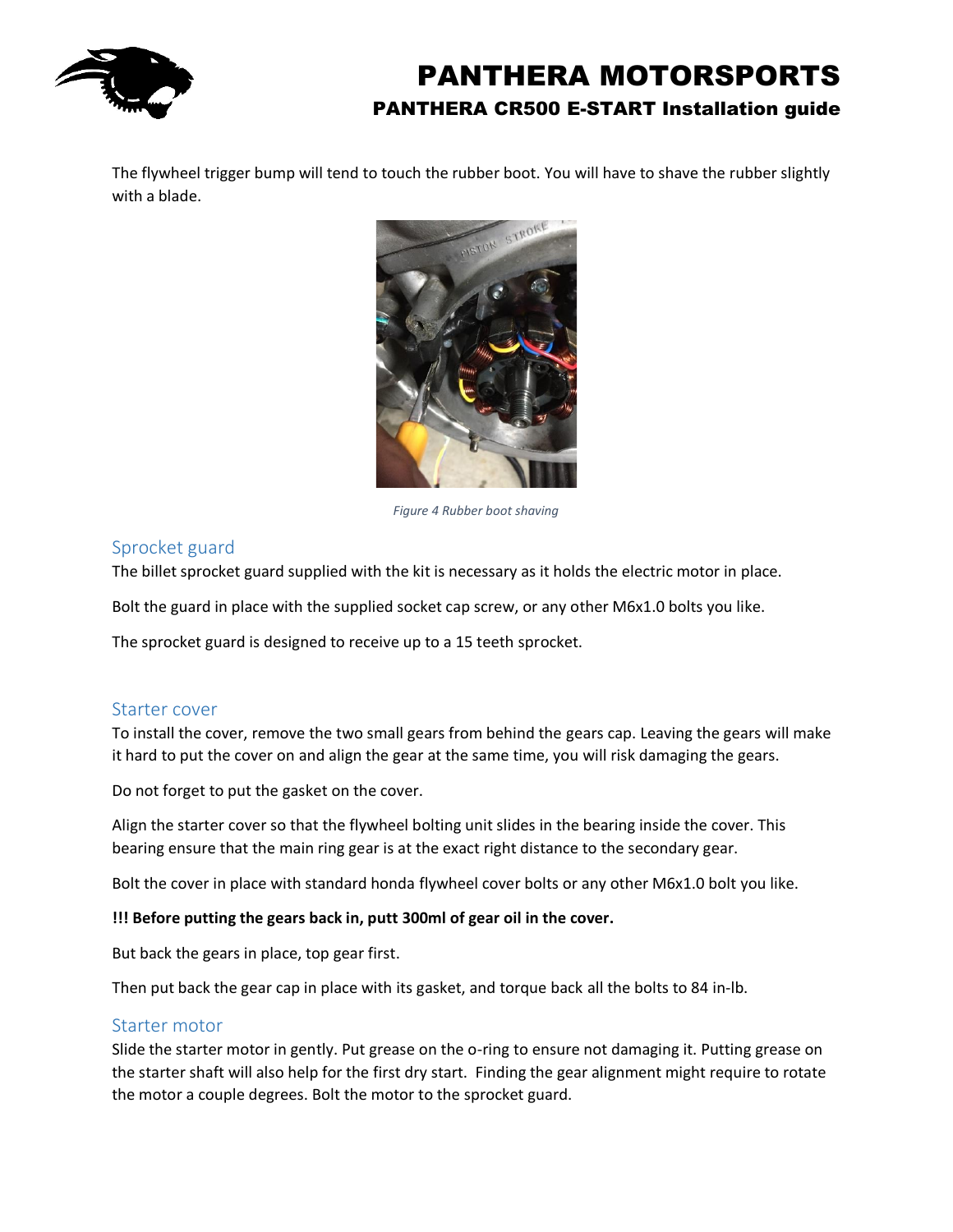The flywheel trigger bump will tend to touch the rubber boot. You will have to shave the rubber slightly with a blade.

*Figure 4 Rubber boot shaving*

## Sprocket guard

The billet sprocket guard supplied with the kit is necessary as it holds the electric motor in place.

Bolt the guard in place with the supplied socket cap screw, or any other M6x1.0 bolts you like.

The sprocket guard is designed to receive up to a 15 teeth sprocket.

## Starter cover

To install the cover, remove the two small gears from behind the gears cap. Leaving the gears will make it hard to put the cover on and align the gear at the same time, you will risk damaging the gears.

Do not forget to put the gasket on the cover.

Align the starter cover so that the flywheel bolting unit slides in the bearing inside the cover. This bearing ensure that the main ring gear is at the exact right distance to the secondary gear.

Bolt the cover in place with standard honda flywheel cover bolts or any other M6x1.0 bolt you like.

**!!! Before putting the gears back in, putt 300ml of gear oil in the cover.**

But back the gears in place, top gear first.

Then put back the gear cap in place with its gasket, and torque back all the bolts to 84 in-lb.

## Starter motor

Slide the starter motor in gently. Put grease on the o-ring to ensure not damaging it. Putting grease on the starter shaft will also help for the first dry start. Finding the gear alignment might require to rotate the motor a couple degrees. Bolt the motor to the sprocket guard.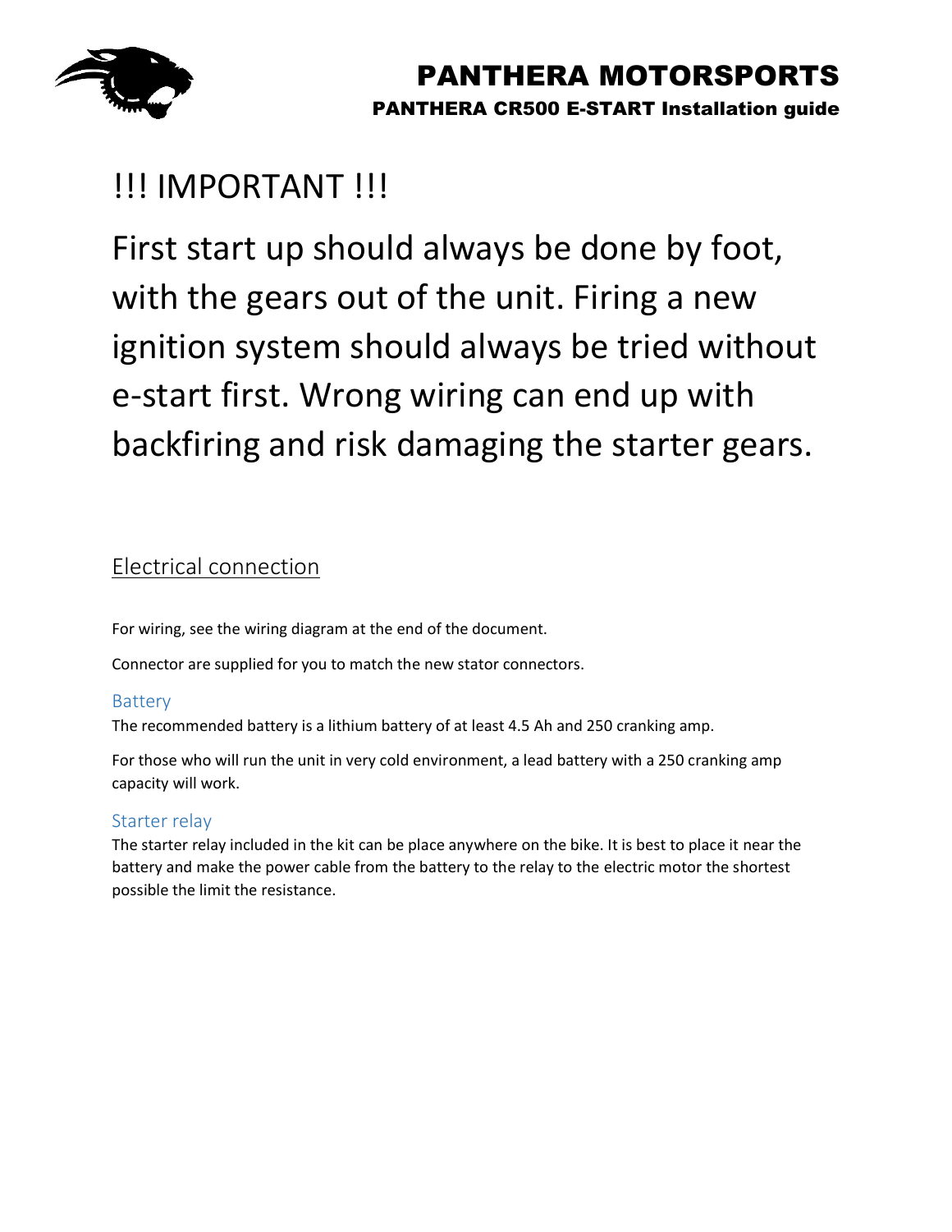# !!! IMPORTANT !!!

# First start up should always be done by foot, with the gears out of the unit. Firing a new ignition system should always be tried without e-start first. Wrong wiring can end up with backfiring and risk damaging the starter gears.

## Electrical connection

For wiring, see the wiring diagram at the end of the document.

Connector are supplied for you to match the new stator connectors.

### Battery

The recommended battery is a lithium battery of at least 4.5 Ah and 250 cranking amp.

For those who will run the unit in very cold environment, a lead battery with a 250 cranking amp capacity will work.

### Starter relay

The starter relay included in the kit can be place anywhere on the bike. It is best to place it near the battery and make the power cable from the battery to the relay to the electric motor the shortest possible the limit the resistance.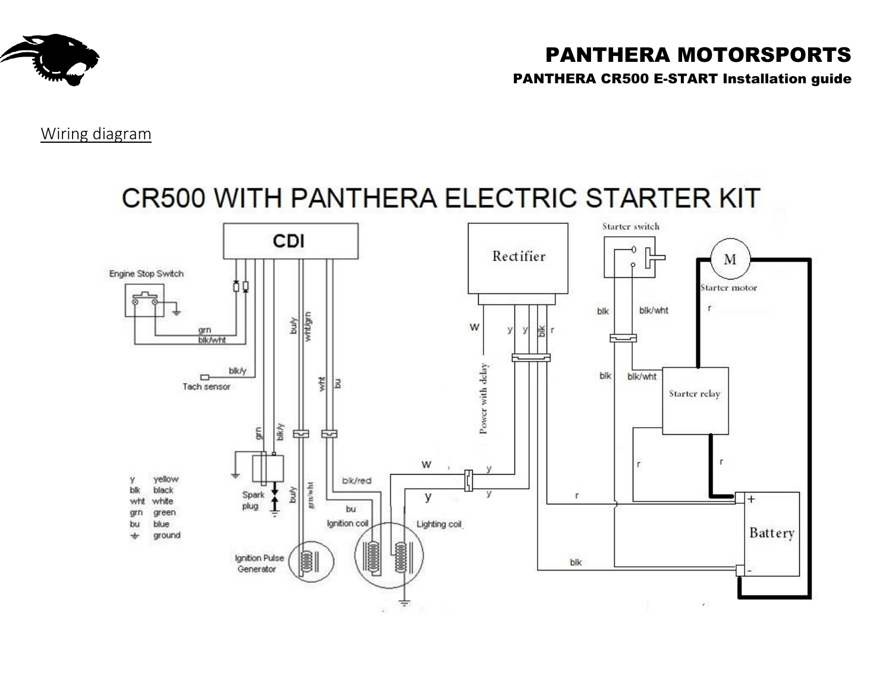## Wiring diagram

# CR500 WITH PANTHERA ELECTRIC STARTER KIT

CDI

Rectifier

Starter switch

Starter motor

Starter relay

Battery

Engine Stop Switch

Tach sensor

Spark plug

Ignition Pulse Generator

Ignition coil

Lighting coil

Power with delay

| | |
|---|---|
| y | yellow |
| blk | black |
| wht | white |
| grn | green |
| bu | blue |
| ⏚ | ground |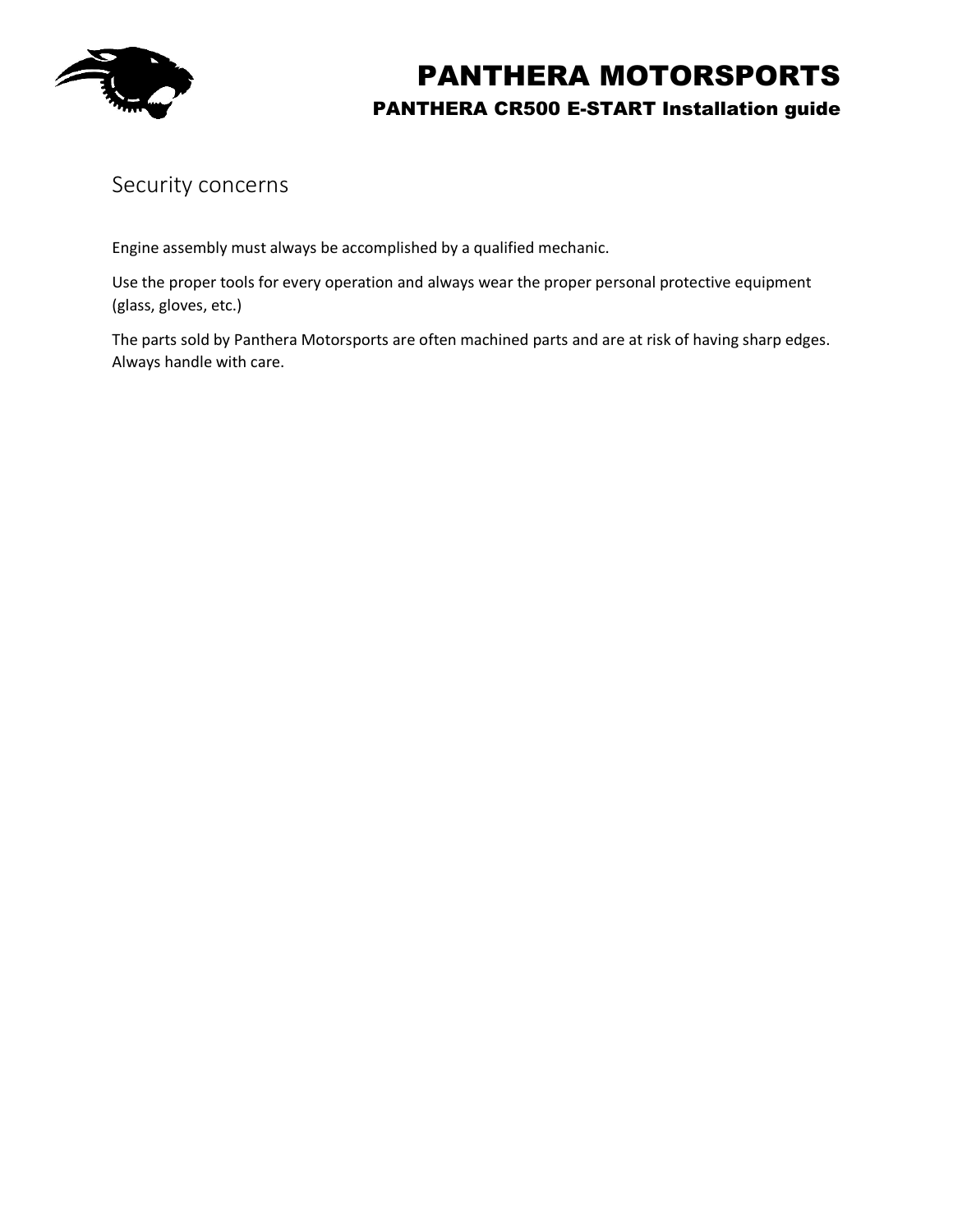## Security concerns

Engine assembly must always be accomplished by a qualified mechanic.

Use the proper tools for every operation and always wear the proper personal protective equipment (glass, gloves, etc.)

The parts sold by Panthera Motorsports are often machined parts and are at risk of having sharp edges. Always handle with care.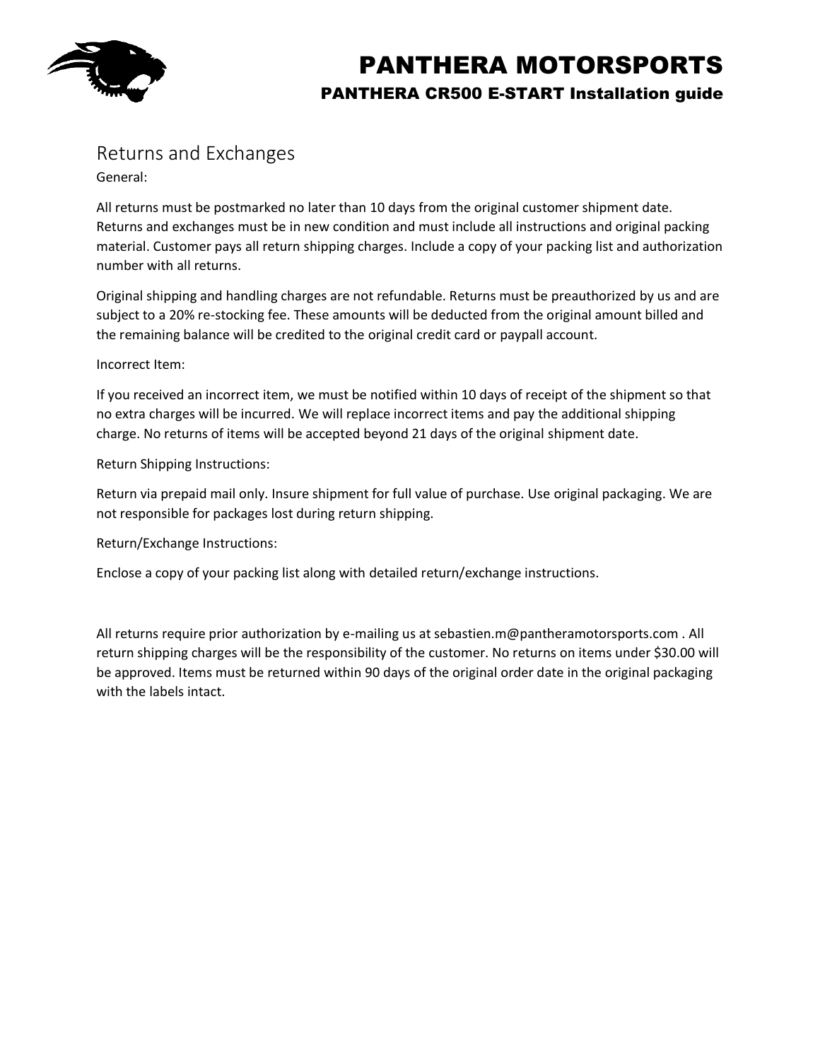## Returns and Exchanges

General:

All returns must be postmarked no later than 10 days from the original customer shipment date. Returns and exchanges must be in new condition and must include all instructions and original packing material. Customer pays all return shipping charges. Include a copy of your packing list and authorization number with all returns.

Original shipping and handling charges are not refundable. Returns must be preauthorized by us and are subject to a 20% re-stocking fee. These amounts will be deducted from the original amount billed and the remaining balance will be credited to the original credit card or paypall account.

Incorrect Item:

If you received an incorrect item, we must be notified within 10 days of receipt of the shipment so that no extra charges will be incurred. We will replace incorrect items and pay the additional shipping charge. No returns of items will be accepted beyond 21 days of the original shipment date.

Return Shipping Instructions:

Return via prepaid mail only. Insure shipment for full value of purchase. Use original packaging. We are not responsible for packages lost during return shipping.

Return/Exchange Instructions:

Enclose a copy of your packing list along with detailed return/exchange instructions.

All returns require prior authorization by e-mailing us at sebastien.m@pantheramotorsports.com . All return shipping charges will be the responsibility of the customer. No returns on items under $30.00 will be approved. Items must be returned within 90 days of the original order date in the original packaging with the labels intact.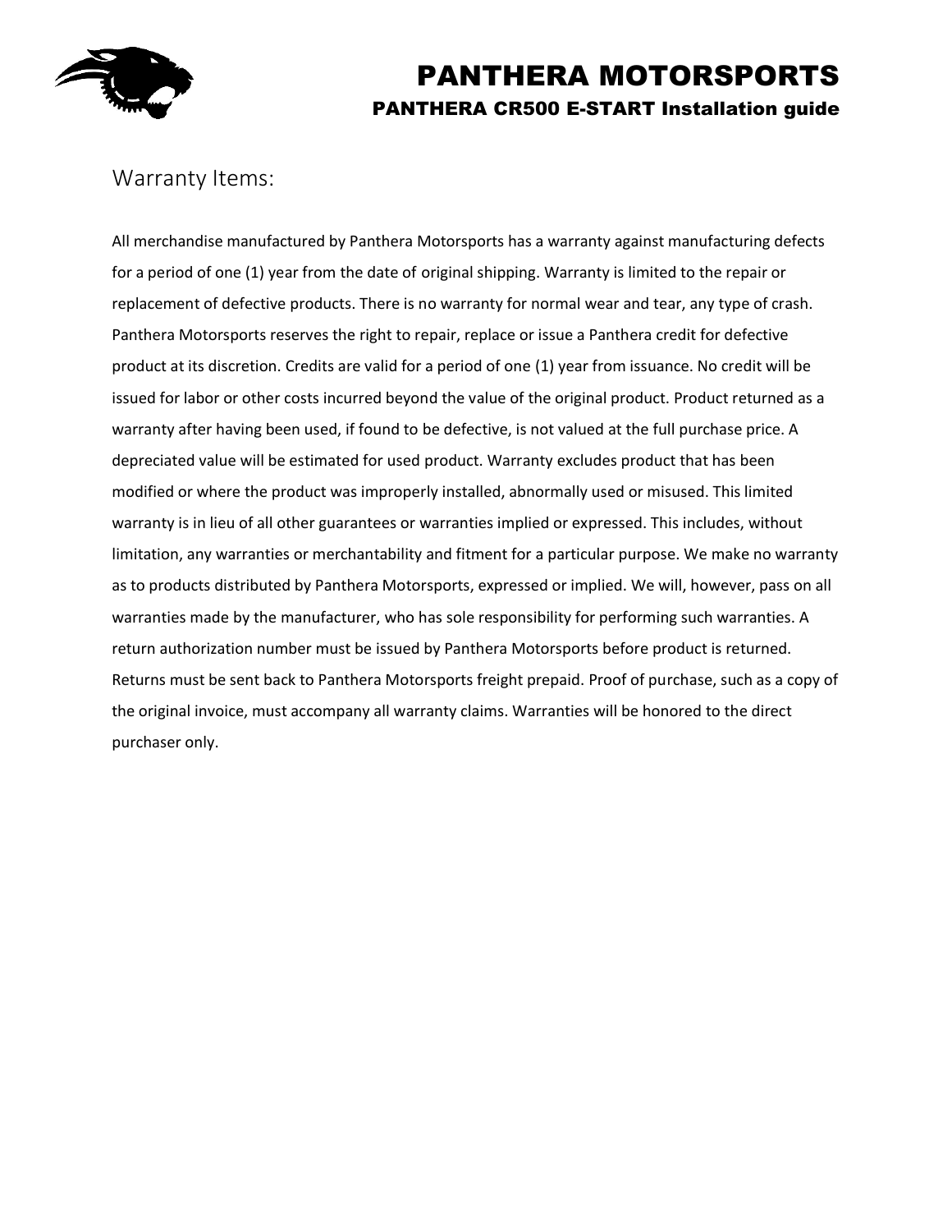## Warranty Items:

All merchandise manufactured by Panthera Motorsports has a warranty against manufacturing defects for a period of one (1) year from the date of original shipping. Warranty is limited to the repair or replacement of defective products. There is no warranty for normal wear and tear, any type of crash. Panthera Motorsports reserves the right to repair, replace or issue a Panthera credit for defective product at its discretion. Credits are valid for a period of one (1) year from issuance. No credit will be issued for labor or other costs incurred beyond the value of the original product. Product returned as a warranty after having been used, if found to be defective, is not valued at the full purchase price. A depreciated value will be estimated for used product. Warranty excludes product that has been modified or where the product was improperly installed, abnormally used or misused. This limited warranty is in lieu of all other guarantees or warranties implied or expressed. This includes, without limitation, any warranties or merchantability and fitment for a particular purpose. We make no warranty as to products distributed by Panthera Motorsports, expressed or implied. We will, however, pass on all warranties made by the manufacturer, who has sole responsibility for performing such warranties. A return authorization number must be issued by Panthera Motorsports before product is returned. Returns must be sent back to Panthera Motorsports freight prepaid. Proof of purchase, such as a copy of the original invoice, must accompany all warranty claims. Warranties will be honored to the direct purchaser only.